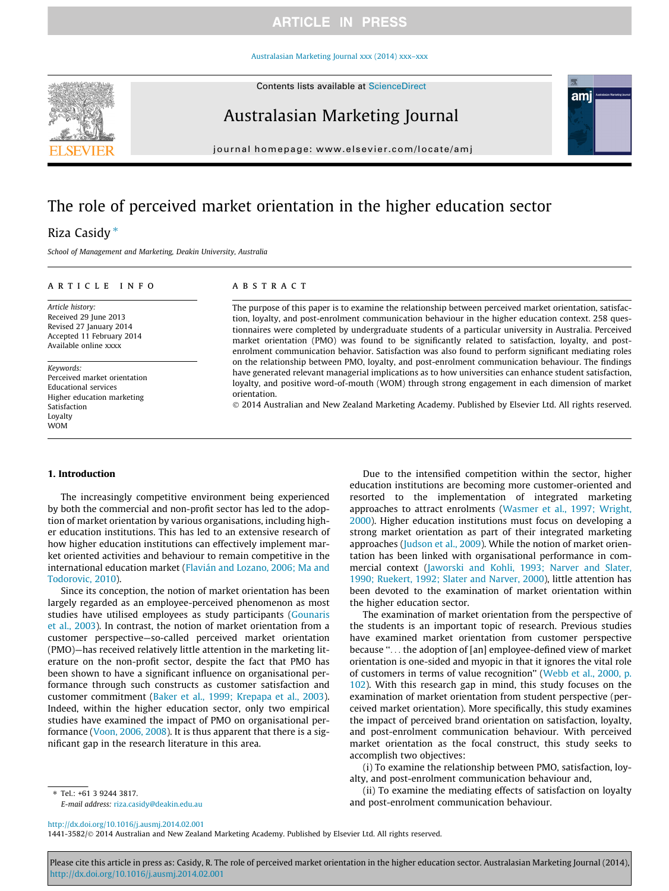# The role of perceived market orientation in the higher education sector

Riza Casidy *

*School of Management and Marketing, Deakin University, Australia*

## ARTICLE INFO

*Article history:*
Received 29 June 2013
Revised 27 January 2014
Accepted 11 February 2014
Available online xxxx

*Keywords:*
Perceived market orientation
Educational services
Higher education marketing
Satisfaction
Loyalty
WOM

## ABSTRACT

The purpose of this paper is to examine the relationship between perceived market orientation, satisfaction, loyalty, and post-enrolment communication behaviour in the higher education context. 258 questionnaires were completed by undergraduate students of a particular university in Australia. Perceived market orientation (PMO) was found to be significantly related to satisfaction, loyalty, and post-enrolment communication behavior. Satisfaction was also found to perform significant mediating roles on the relationship between PMO, loyalty, and post-enrolment communication behaviour. The findings have generated relevant managerial implications as to how universities can enhance student satisfaction, loyalty, and positive word-of-mouth (WOM) through strong engagement in each dimension of market orientation.

© 2014 Australian and New Zealand Marketing Academy. Published by Elsevier Ltd. All rights reserved.

## 1. Introduction

The increasingly competitive environment being experienced by both the commercial and non-profit sector has led to the adoption of market orientation by various organisations, including higher education institutions. This has led to an extensive research of how higher education institutions can effectively implement market oriented activities and behaviour to remain competitive in the international education market (Flavián and Lozano, 2006; Ma and Todorovic, 2010).

Since its conception, the notion of market orientation has been largely regarded as an employee-perceived phenomenon as most studies have utilised employees as study participants (Gounaris et al., 2003). In contrast, the notion of market orientation from a customer perspective—so-called perceived market orientation (PMO)—has received relatively little attention in the marketing literature on the non-profit sector, despite the fact that PMO has been shown to have a significant influence on organisational performance through such constructs as customer satisfaction and customer commitment (Baker et al., 1999; Krepapa et al., 2003). Indeed, within the higher education sector, only two empirical studies have examined the impact of PMO on organisational performance (Voon, 2006, 2008). It is thus apparent that there is a significant gap in the research literature in this area.

Due to the intensified competition within the sector, higher education institutions are becoming more customer-oriented and resorted to the implementation of integrated marketing approaches to attract enrolments (Wasmer et al., 1997; Wright, 2000). Higher education institutions must focus on developing a strong market orientation as part of their integrated marketing approaches (Judson et al., 2009). While the notion of market orientation has been linked with organisational performance in commercial context (Jaworski and Kohli, 1993; Narver and Slater, 1990; Ruekert, 1992; Slater and Narver, 2000), little attention has been devoted to the examination of market orientation within the higher education sector.

The examination of market orientation from the perspective of the students is an important topic of research. Previous studies have examined market orientation from customer perspective because "... the adoption of [an] employee-defined view of market orientation is one-sided and myopic in that it ignores the vital role of customers in terms of value recognition" (Webb et al., 2000, p. 102). With this research gap in mind, this study focuses on the examination of market orientation from student perspective (perceived market orientation). More specifically, this study examines the impact of perceived brand orientation on satisfaction, loyalty, and post-enrolment communication behaviour. With perceived market orientation as the focal construct, this study seeks to accomplish two objectives:

(i) To examine the relationship between PMO, satisfaction, loyalty, and post-enrolment communication behaviour and,

(ii) To examine the mediating effects of satisfaction on loyalty and post-enrolment communication behaviour.

---

* Tel.: +61 3 9244 3817.
*E-mail address:* riza.casidy@deakin.edu.au

http://dx.doi.org/10.1016/j.ausmj.2014.02.001
1441-3582/© 2014 Australian and New Zealand Marketing Academy. Published by Elsevier Ltd. All rights reserved.

Please cite this article in press as: Casidy, R. The role of perceived market orientation in the higher education sector. Australasian Marketing Journal (2014), http://dx.doi.org/10.1016/j.ausmj.2014.02.001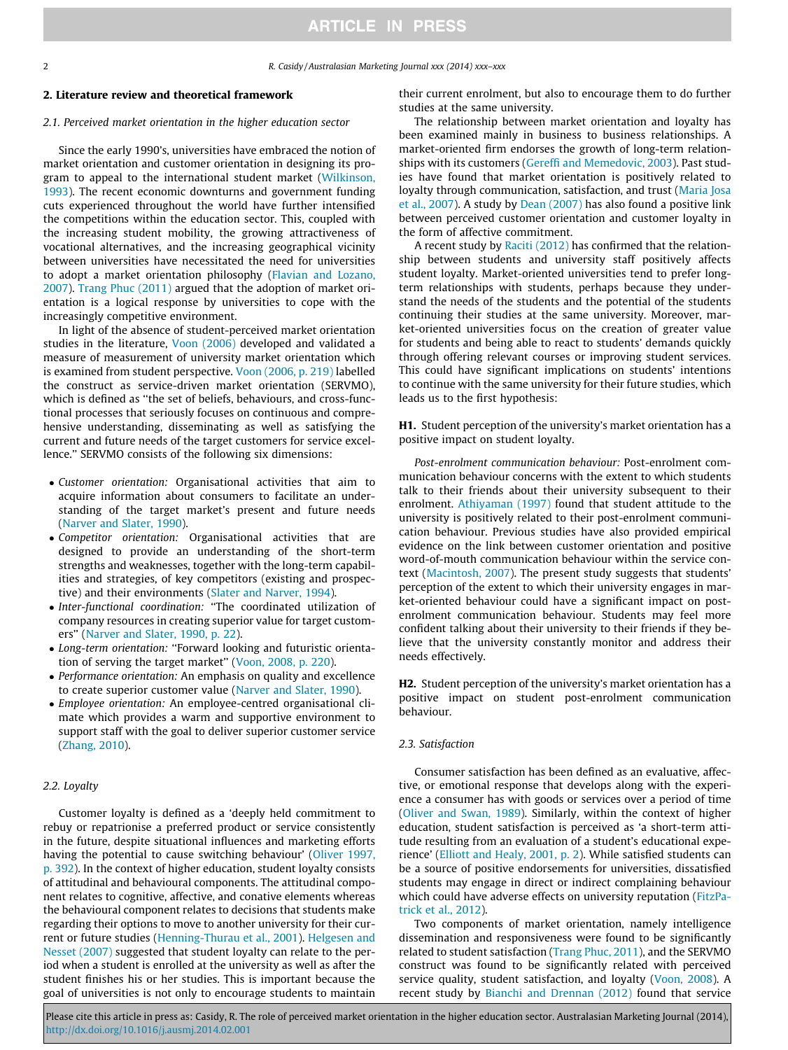## 2. Literature review and theoretical framework

### 2.1. Perceived market orientation in the higher education sector

Since the early 1990's, universities have embraced the notion of market orientation and customer orientation in designing its program to appeal to the international student market (Wilkinson, 1993). The recent economic downturns and government funding cuts experienced throughout the world have further intensified the competitions within the education sector. This, coupled with the increasing student mobility, the growing attractiveness of vocational alternatives, and the increasing geographical vicinity between universities have necessitated the need for universities to adopt a market orientation philosophy (Flavian and Lozano, 2007). Trang Phuc (2011) argued that the adoption of market orientation is a logical response by universities to cope with the increasingly competitive environment.

In light of the absence of student-perceived market orientation studies in the literature, Voon (2006) developed and validated a measure of measurement of university market orientation which is examined from student perspective. Voon (2006, p. 219) labelled the construct as service-driven market orientation (SERVMO), which is defined as "the set of beliefs, behaviours, and cross-functional processes that seriously focuses on continuous and comprehensive understanding, disseminating as well as satisfying the current and future needs of the target customers for service excellence." SERVMO consists of the following six dimensions:

- *Customer orientation:* Organisational activities that aim to acquire information about consumers to facilitate an understanding of the target market's present and future needs (Narver and Slater, 1990).
- *Competitor orientation:* Organisational activities that are designed to provide an understanding of the short-term strengths and weaknesses, together with the long-term capabilities and strategies, of key competitors (existing and prospective) and their environments (Slater and Narver, 1994).
- *Inter-functional coordination:* "The coordinated utilization of company resources in creating superior value for target customers" (Narver and Slater, 1990, p. 22).
- *Long-term orientation:* "Forward looking and futuristic orientation of serving the target market" (Voon, 2008, p. 220).
- *Performance orientation:* An emphasis on quality and excellence to create superior customer value (Narver and Slater, 1990).
- *Employee orientation:* An employee-centred organisational climate which provides a warm and supportive environment to support staff with the goal to deliver superior customer service (Zhang, 2010).

### 2.2. Loyalty

Customer loyalty is defined as a 'deeply held commitment to rebuy or repatrionise a preferred product or service consistently in the future, despite situational influences and marketing efforts having the potential to cause switching behaviour' (Oliver 1997, p. 392). In the context of higher education, student loyalty consists of attitudinal and behavioural components. The attitudinal component relates to cognitive, affective, and conative elements whereas the behavioural component relates to decisions that students make regarding their options to move to another university for their current or future studies (Henning-Thurau et al., 2001). Helgesen and Nesset (2007) suggested that student loyalty can relate to the period when a student is enrolled at the university as well as after the student finishes his or her studies. This is important because the goal of universities is not only to encourage students to maintain their current enrolment, but also to encourage them to do further studies at the same university.

The relationship between market orientation and loyalty has been examined mainly in business to business relationships. A market-oriented firm endorses the growth of long-term relationships with its customers (Gereffi and Memedovic, 2003). Past studies have found that market orientation is positively related to loyalty through communication, satisfaction, and trust (Maria Josa et al., 2007). A study by Dean (2007) has also found a positive link between perceived customer orientation and customer loyalty in the form of affective commitment.

A recent study by Raciti (2012) has confirmed that the relationship between students and university staff positively affects student loyalty. Market-oriented universities tend to prefer long-term relationships with students, perhaps because they understand the needs of the students and the potential of the students continuing their studies at the same university. Moreover, market-oriented universities focus on the creation of greater value for students and being able to react to students' demands quickly through offering relevant courses or improving student services. This could have significant implications on students' intentions to continue with the same university for their future studies, which leads us to the first hypothesis:

**H1.** Student perception of the university's market orientation has a positive impact on student loyalty.

*Post-enrolment communication behaviour:* Post-enrolment communication behaviour concerns with the extent to which students talk to their friends about their university subsequent to their enrolment. Athiyaman (1997) found that student attitude to the university is positively related to their post-enrolment communication behaviour. Previous studies have also provided empirical evidence on the link between customer orientation and positive word-of-mouth communication behaviour within the service context (Macintosh, 2007). The present study suggests that students' perception of the extent to which their university engages in market-oriented behaviour could have a significant impact on post-enrolment communication behaviour. Students may feel more confident talking about their university to their friends if they believe that the university constantly monitor and address their needs effectively.

**H2.** Student perception of the university's market orientation has a positive impact on student post-enrolment communication behaviour.

### 2.3. Satisfaction

Consumer satisfaction has been defined as an evaluative, affective, or emotional response that develops along with the experience a consumer has with goods or services over a period of time (Oliver and Swan, 1989). Similarly, within the context of higher education, student satisfaction is perceived as 'a short-term attitude resulting from an evaluation of a student's educational experience' (Elliott and Healy, 2001, p. 2). While satisfied students can be a source of positive endorsements for universities, dissatisfied students may engage in direct or indirect complaining behaviour which could have adverse effects on university reputation (FitzPatrick et al., 2012).

Two components of market orientation, namely intelligence dissemination and responsiveness were found to be significantly related to student satisfaction (Trang Phuc, 2011), and the SERVMO construct was found to be significantly related with perceived service quality, student satisfaction, and loyalty (Voon, 2008). A recent study by Bianchi and Drennan (2012) found that service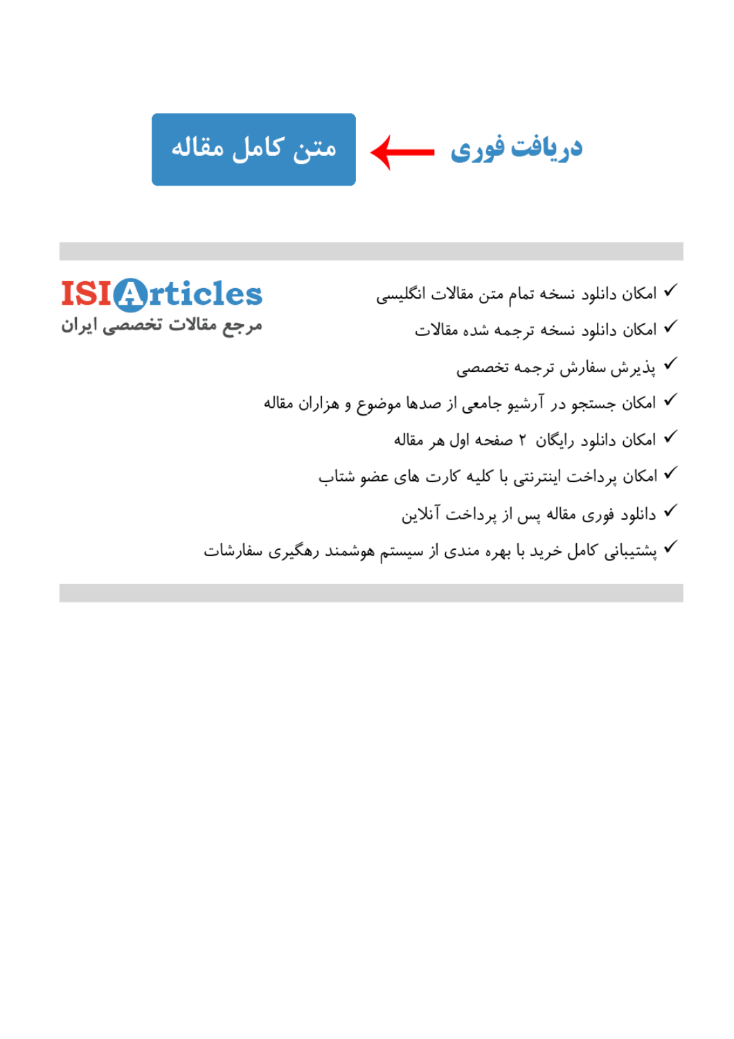دریافت فوری ← متن کامل مقاله

**ISIArticles**

مرجع مقالات تخصصی ایران

- ✓ امکان دانلود نسخه تمام متن مقالات انگلیسی
- ✓ امکان دانلود نسخه ترجمه شده مقالات
- ✓ پذیرش سفارش ترجمه تخصصی
- ✓ امکان جستجو در آرشیو جامعی از صدها موضوع و هزاران مقاله
- ✓ امکان دانلود رایگان ۲ صفحه اول هر مقاله
- ✓ امکان پرداخت اینترنتی با کلیه کارت های عضو شتاب
- ✓ دانلود فوری مقاله پس از پرداخت آنلاین
- ✓ پشتیبانی کامل خرید با بهره مندی از سیستم هوشمند رهگیری سفارشات